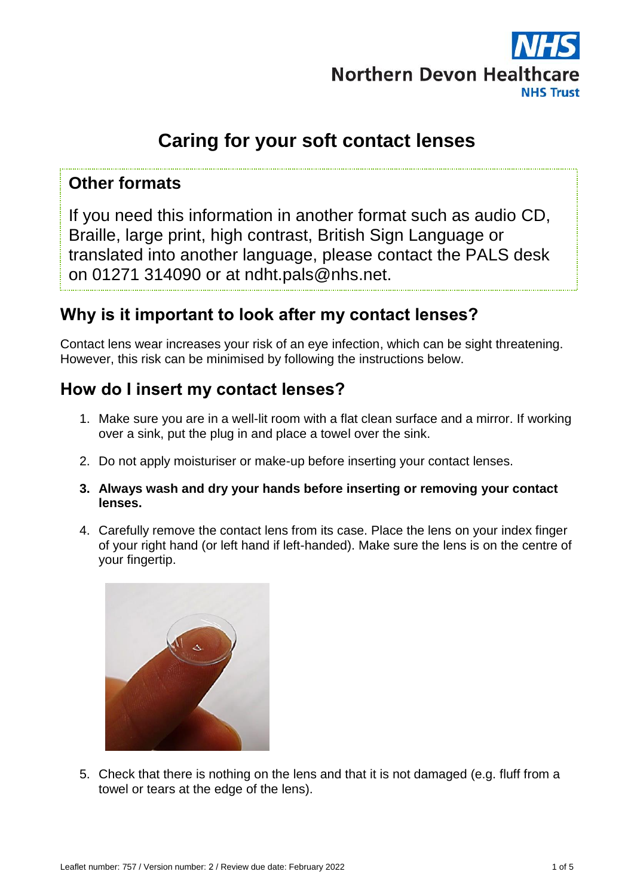# Caring for your soft contact lenses

## Other formats

If you need this information in another format such as audio CD, Braille, large print, high contrast, British Sign Language or translated into another language, please contact the PALS desk on 01271 314090 or at ndht.pals@nhs.net.

## Why is it important to look after my contact lenses?

Contact lens wear increases your risk of an eye infection, which can be sight threatening. However, this risk can be minimised by following the instructions below.

## How do I insert my contact lenses?

1. Make sure you are in a well-lit room with a flat clean surface and a mirror. If working over a sink, put the plug in and place a towel over the sink.
2. Do not apply moisturiser or make-up before inserting your contact lenses.
3. **Always wash and dry your hands before inserting or removing your contact lenses.**
4. Carefully remove the contact lens from its case. Place the lens on your index finger of your right hand (or left hand if left-handed). Make sure the lens is on the centre of your fingertip.
5. Check that there is nothing on the lens and that it is not damaged (e.g. fluff from a towel or tears at the edge of the lens).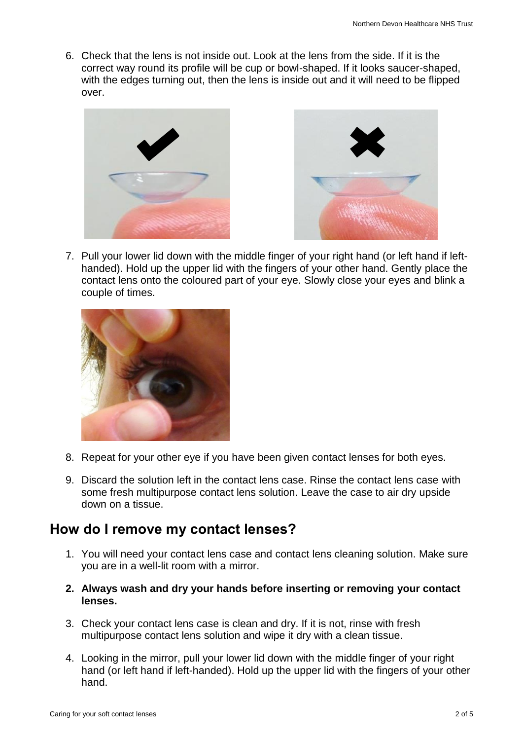6. Check that the lens is not inside out. Look at the lens from the side. If it is the correct way round its profile will be cup or bowl-shaped. If it looks saucer-shaped, with the edges turning out, then the lens is inside out and it will need to be flipped over.

7. Pull your lower lid down with the middle finger of your right hand (or left hand if left-handed). Hold up the upper lid with the fingers of your other hand. Gently place the contact lens onto the coloured part of your eye. Slowly close your eyes and blink a couple of times.

8. Repeat for your other eye if you have been given contact lenses for both eyes.

9. Discard the solution left in the contact lens case. Rinse the contact lens case with some fresh multipurpose contact lens solution. Leave the case to air dry upside down on a tissue.

## How do I remove my contact lenses?

1. You will need your contact lens case and contact lens cleaning solution. Make sure you are in a well-lit room with a mirror.

2. **Always wash and dry your hands before inserting or removing your contact lenses.**

3. Check your contact lens case is clean and dry. If it is not, rinse with fresh multipurpose contact lens solution and wipe it dry with a clean tissue.

4. Looking in the mirror, pull your lower lid down with the middle finger of your right hand (or left hand if left-handed). Hold up the upper lid with the fingers of your other hand.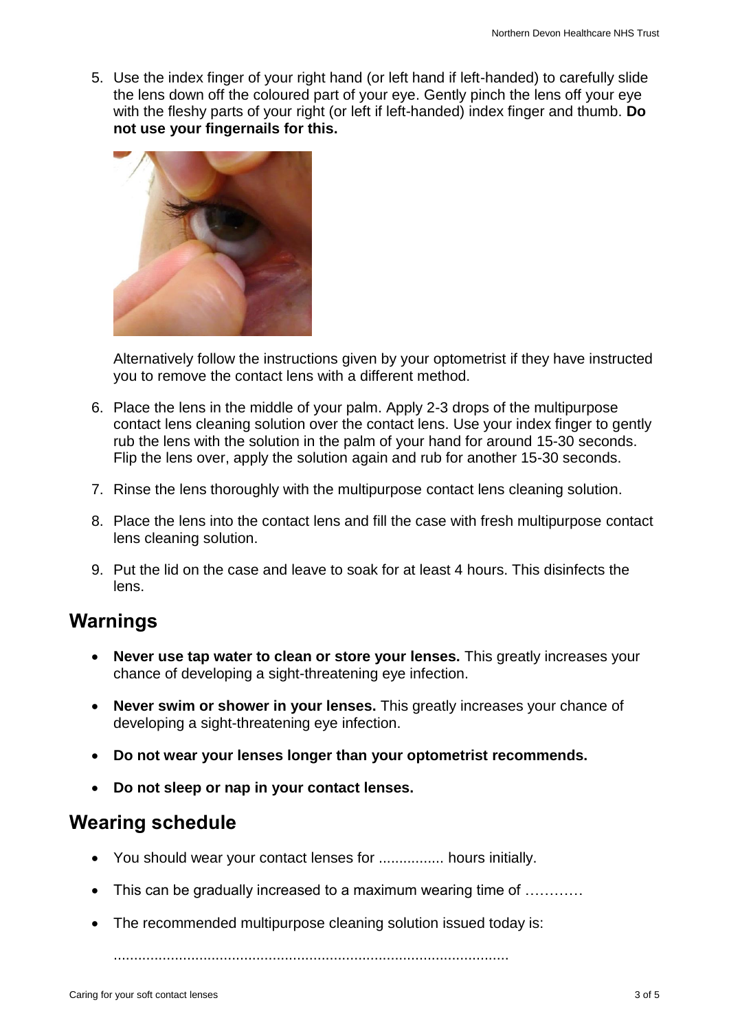5. Use the index finger of your right hand (or left hand if left-handed) to carefully slide the lens down off the coloured part of your eye. Gently pinch the lens off your eye with the fleshy parts of your right (or left if left-handed) index finger and thumb. **Do not use your fingernails for this.**

   Alternatively follow the instructions given by your optometrist if they have instructed you to remove the contact lens with a different method.

6. Place the lens in the middle of your palm. Apply 2-3 drops of the multipurpose contact lens cleaning solution over the contact lens. Use your index finger to gently rub the lens with the solution in the palm of your hand for around 15-30 seconds. Flip the lens over, apply the solution again and rub for another 15-30 seconds.

7. Rinse the lens thoroughly with the multipurpose contact lens cleaning solution.

8. Place the lens into the contact lens and fill the case with fresh multipurpose contact lens cleaning solution.

9. Put the lid on the case and leave to soak for at least 4 hours. This disinfects the lens.

## Warnings

- **Never use tap water to clean or store your lenses.** This greatly increases your chance of developing a sight-threatening eye infection.
- **Never swim or shower in your lenses.** This greatly increases your chance of developing a sight-threatening eye infection.
- **Do not wear your lenses longer than your optometrist recommends.**
- **Do not sleep or nap in your contact lenses.**

## Wearing schedule

- You should wear your contact lenses for ................ hours initially.
- This can be gradually increased to a maximum wearing time of …………
- The recommended multipurpose cleaning solution issued today is:

  .................................................................................................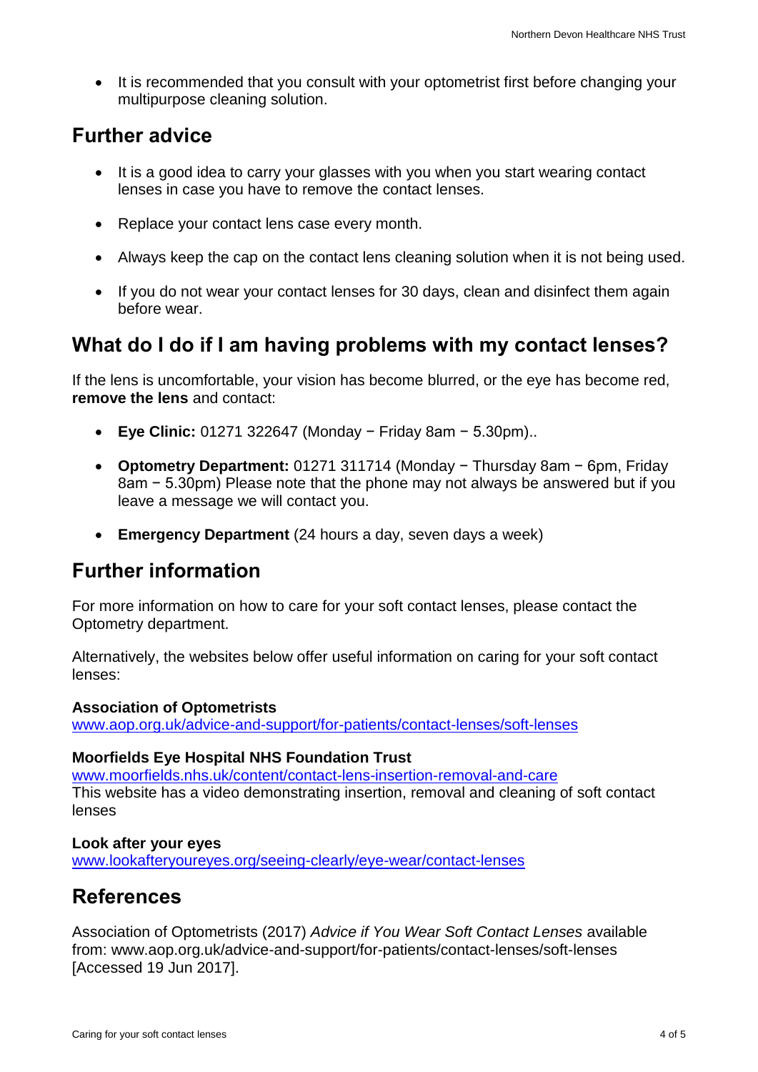- It is recommended that you consult with your optometrist first before changing your multipurpose cleaning solution.

## Further advice

- It is a good idea to carry your glasses with you when you start wearing contact lenses in case you have to remove the contact lenses.
- Replace your contact lens case every month.
- Always keep the cap on the contact lens cleaning solution when it is not being used.
- If you do not wear your contact lenses for 30 days, clean and disinfect them again before wear.

## What do I do if I am having problems with my contact lenses?

If the lens is uncomfortable, your vision has become blurred, or the eye has become red, **remove the lens** and contact:

- **Eye Clinic:** 01271 322647 (Monday − Friday 8am − 5.30pm)..
- **Optometry Department:** 01271 311714 (Monday − Thursday 8am − 6pm, Friday 8am − 5.30pm) Please note that the phone may not always be answered but if you leave a message we will contact you.
- **Emergency Department** (24 hours a day, seven days a week)

## Further information

For more information on how to care for your soft contact lenses, please contact the Optometry department.

Alternatively, the websites below offer useful information on caring for your soft contact lenses:

**Association of Optometrists**
www.aop.org.uk/advice-and-support/for-patients/contact-lenses/soft-lenses

**Moorfields Eye Hospital NHS Foundation Trust**
www.moorfields.nhs.uk/content/contact-lens-insertion-removal-and-care
This website has a video demonstrating insertion, removal and cleaning of soft contact lenses

**Look after your eyes**
www.lookafteryoureyes.org/seeing-clearly/eye-wear/contact-lenses

## References

Association of Optometrists (2017) *Advice if You Wear Soft Contact Lenses* available from: www.aop.org.uk/advice-and-support/for-patients/contact-lenses/soft-lenses [Accessed 19 Jun 2017].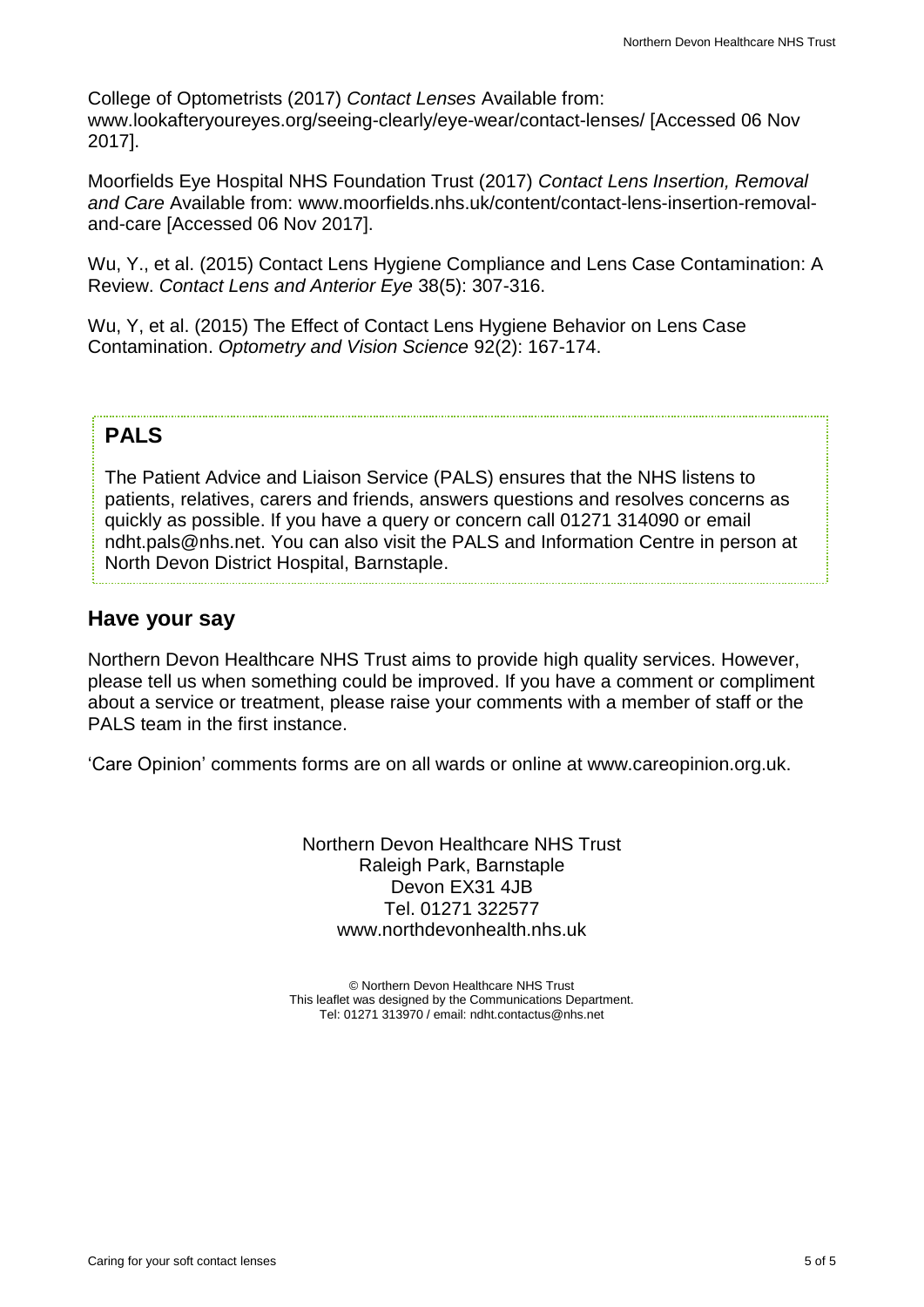College of Optometrists (2017) *Contact Lenses* Available from: www.lookafteryoureyes.org/seeing-clearly/eye-wear/contact-lenses/ [Accessed 06 Nov 2017].

Moorfields Eye Hospital NHS Foundation Trust (2017) *Contact Lens Insertion, Removal and Care* Available from: www.moorfields.nhs.uk/content/contact-lens-insertion-removal-and-care [Accessed 06 Nov 2017].

Wu, Y., et al. (2015) Contact Lens Hygiene Compliance and Lens Case Contamination: A Review. *Contact Lens and Anterior Eye* 38(5): 307-316.

Wu, Y, et al. (2015) The Effect of Contact Lens Hygiene Behavior on Lens Case Contamination. *Optometry and Vision Science* 92(2): 167-174.

## PALS

The Patient Advice and Liaison Service (PALS) ensures that the NHS listens to patients, relatives, carers and friends, answers questions and resolves concerns as quickly as possible. If you have a query or concern call 01271 314090 or email ndht.pals@nhs.net. You can also visit the PALS and Information Centre in person at North Devon District Hospital, Barnstaple.

## Have your say

Northern Devon Healthcare NHS Trust aims to provide high quality services. However, please tell us when something could be improved. If you have a comment or compliment about a service or treatment, please raise your comments with a member of staff or the PALS team in the first instance.

'Care Opinion' comments forms are on all wards or online at www.careopinion.org.uk.

Northern Devon Healthcare NHS Trust
Raleigh Park, Barnstaple
Devon EX31 4JB
Tel. 01271 322577
www.northdevonhealth.nhs.uk

© Northern Devon Healthcare NHS Trust
This leaflet was designed by the Communications Department.
Tel: 01271 313970 / email: ndht.contactus@nhs.net